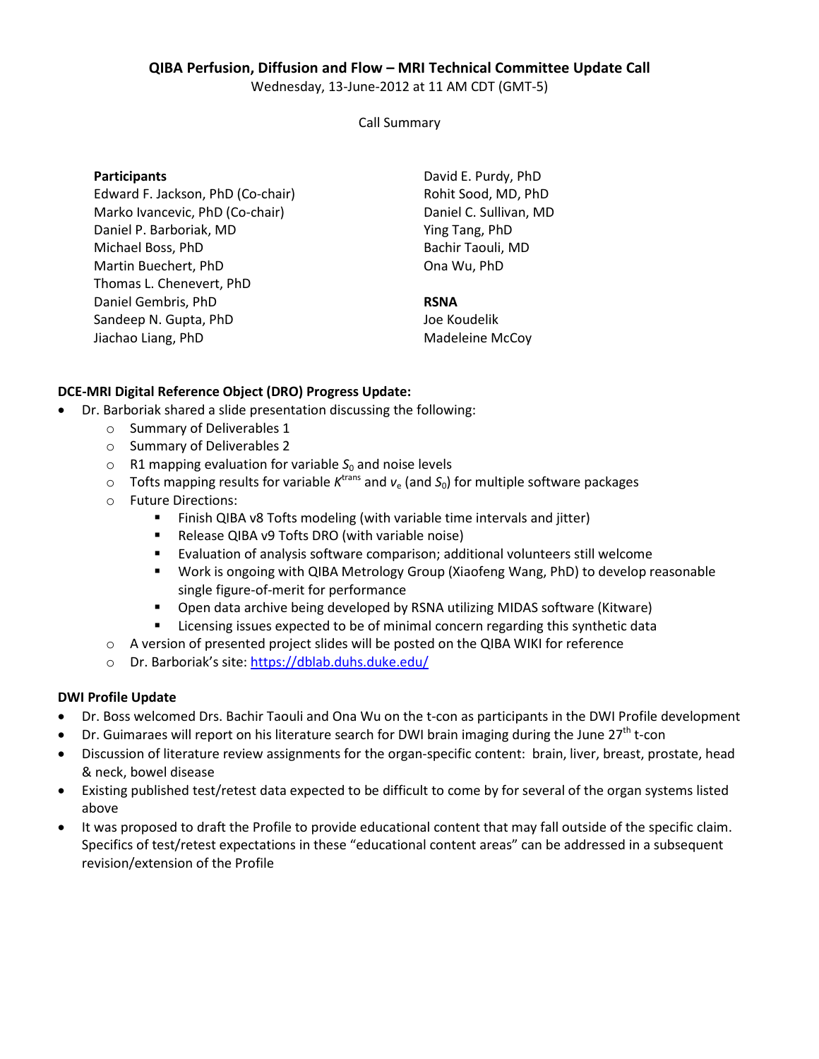**QIBA Perfusion, Diffusion and Flow – MRI Technical Committee Update Call**

Wednesday, 13-June-2012 at 11 AM CDT (GMT-5)

Call Summary

**Participants**

Edward F. Jackson, PhD (Co-chair)
Marko Ivancevic, PhD (Co-chair)
Daniel P. Barboriak, MD
Michael Boss, PhD
Martin Buechert, PhD
Thomas L. Chenevert, PhD
Daniel Gembris, PhD
Sandeep N. Gupta, PhD
Jiachao Liang, PhD
David E. Purdy, PhD
Rohit Sood, MD, PhD
Daniel C. Sullivan, MD
Ying Tang, PhD
Bachir Taouli, MD
Ona Wu, PhD

**RSNA**

Joe Koudelik
Madeleine McCoy

**DCE-MRI Digital Reference Object (DRO) Progress Update:**

- Dr. Barboriak shared a slide presentation discussing the following:
  - Summary of Deliverables 1
  - Summary of Deliverables 2
  - R1 mapping evaluation for variable $S_0$ and noise levels
  - Tofts mapping results for variable $K^{trans}$ and $v_e$ (and $S_0$) for multiple software packages
  - Future Directions:
    - Finish QIBA v8 Tofts modeling (with variable time intervals and jitter)
    - Release QIBA v9 Tofts DRO (with variable noise)
    - Evaluation of analysis software comparison; additional volunteers still welcome
    - Work is ongoing with QIBA Metrology Group (Xiaofeng Wang, PhD) to develop reasonable single figure-of-merit for performance
    - Open data archive being developed by RSNA utilizing MIDAS software (Kitware)
    - Licensing issues expected to be of minimal concern regarding this synthetic data
  - A version of presented project slides will be posted on the QIBA WIKI for reference
  - Dr. Barboriak's site: https://dblab.duhs.duke.edu/

**DWI Profile Update**

- Dr. Boss welcomed Drs. Bachir Taouli and Ona Wu on the t-con as participants in the DWI Profile development
- Dr. Guimaraes will report on his literature search for DWI brain imaging during the June 27th t-con
- Discussion of literature review assignments for the organ-specific content: brain, liver, breast, prostate, head & neck, bowel disease
- Existing published test/retest data expected to be difficult to come by for several of the organ systems listed above
- It was proposed to draft the Profile to provide educational content that may fall outside of the specific claim. Specifics of test/retest expectations in these "educational content areas" can be addressed in a subsequent revision/extension of the Profile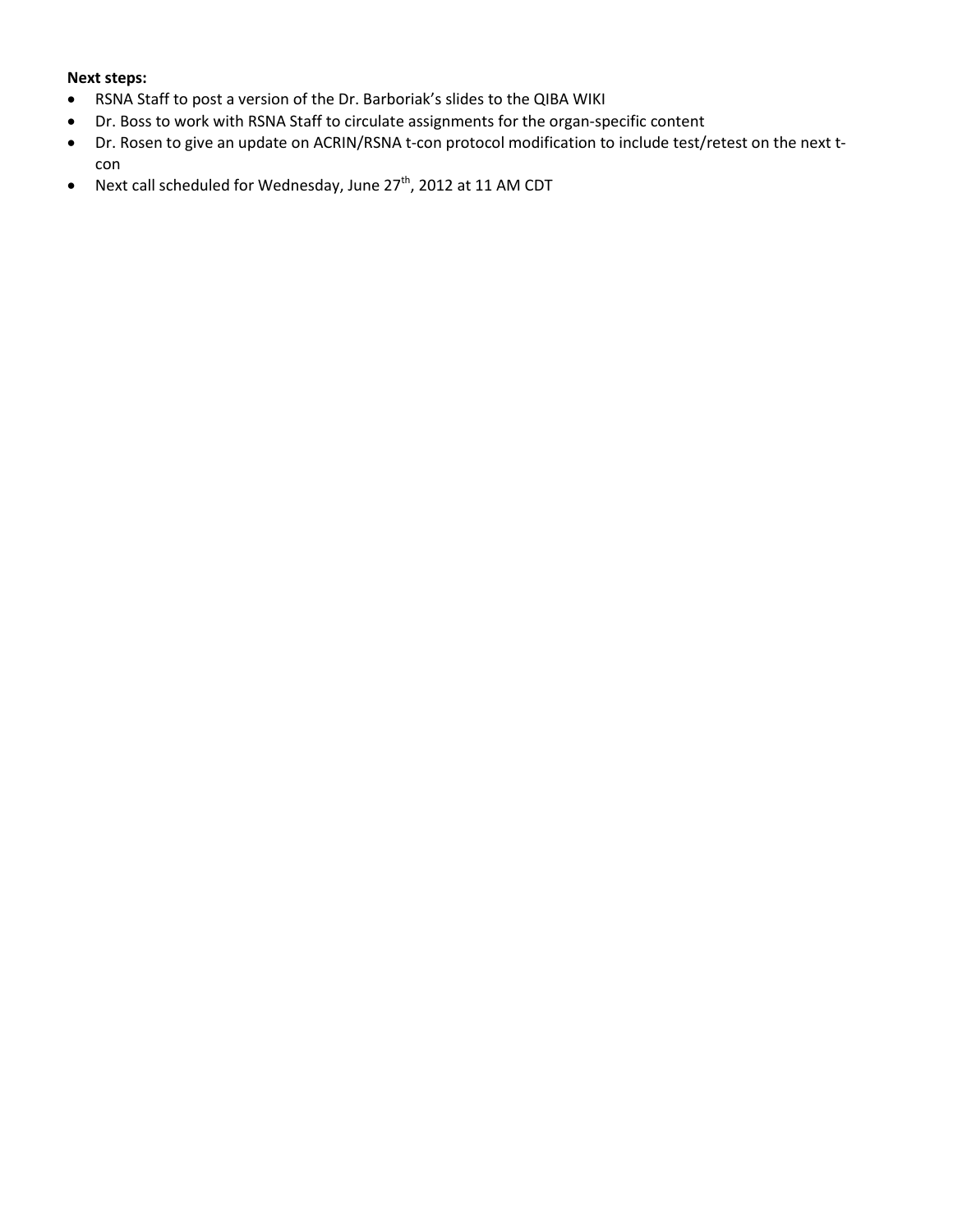**Next steps:**

- RSNA Staff to post a version of the Dr. Barboriak's slides to the QIBA WIKI
- Dr. Boss to work with RSNA Staff to circulate assignments for the organ-specific content
- Dr. Rosen to give an update on ACRIN/RSNA t-con protocol modification to include test/retest on the next t-con
- Next call scheduled for Wednesday, June 27th, 2012 at 11 AM CDT